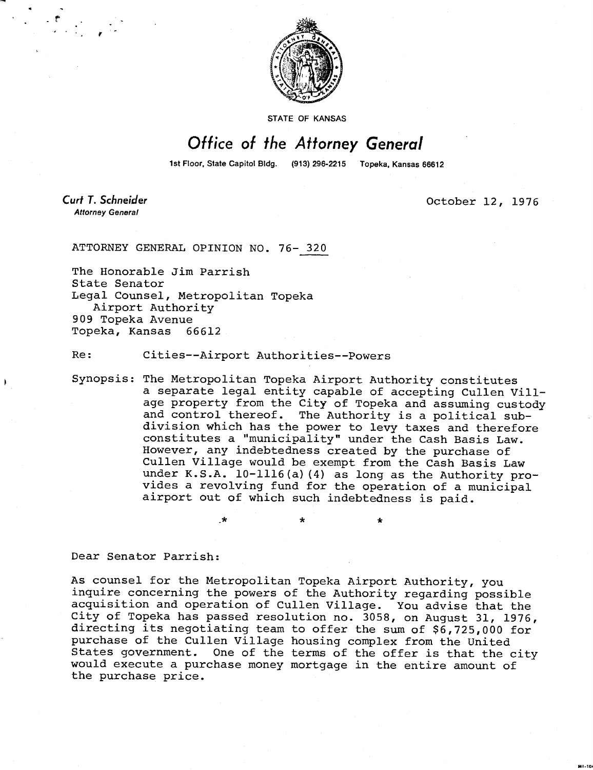STATE OF KANSAS

# Office of the Attorney General

1st Floor, State Capitol Bldg. (913) 296-2215 Topeka, Kansas 66612

*Curt T. Schneider*
*Attorney General*

October 12, 1976

ATTORNEY GENERAL OPINION NO. 76- 320

The Honorable Jim Parrish
State Senator
Legal Counsel, Metropolitan Topeka
Airport Authority
909 Topeka Avenue
Topeka, Kansas 66612

Re: Cities--Airport Authorities--Powers

Synopsis: The Metropolitan Topeka Airport Authority constitutes a separate legal entity capable of accepting Cullen Village property from the City of Topeka and assuming custody and control thereof. The Authority is a political subdivision which has the power to levy taxes and therefore constitutes a "municipality" under the Cash Basis Law. However, any indebtedness created by the purchase of Cullen Village would be exempt from the Cash Basis Law under K.S.A. 10-1116(a)(4) as long as the Authority provides a revolving fund for the operation of a municipal airport out of which such indebtedness is paid.

\* \* \*

Dear Senator Parrish:

As counsel for the Metropolitan Topeka Airport Authority, you inquire concerning the powers of the Authority regarding possible acquisition and operation of Cullen Village. You advise that the City of Topeka has passed resolution no. 3058, on August 31, 1976, directing its negotiating team to offer the sum of $6,725,000 for purchase of the Cullen Village housing complex from the United States government. One of the terms of the offer is that the city would execute a purchase money mortgage in the entire amount of the purchase price.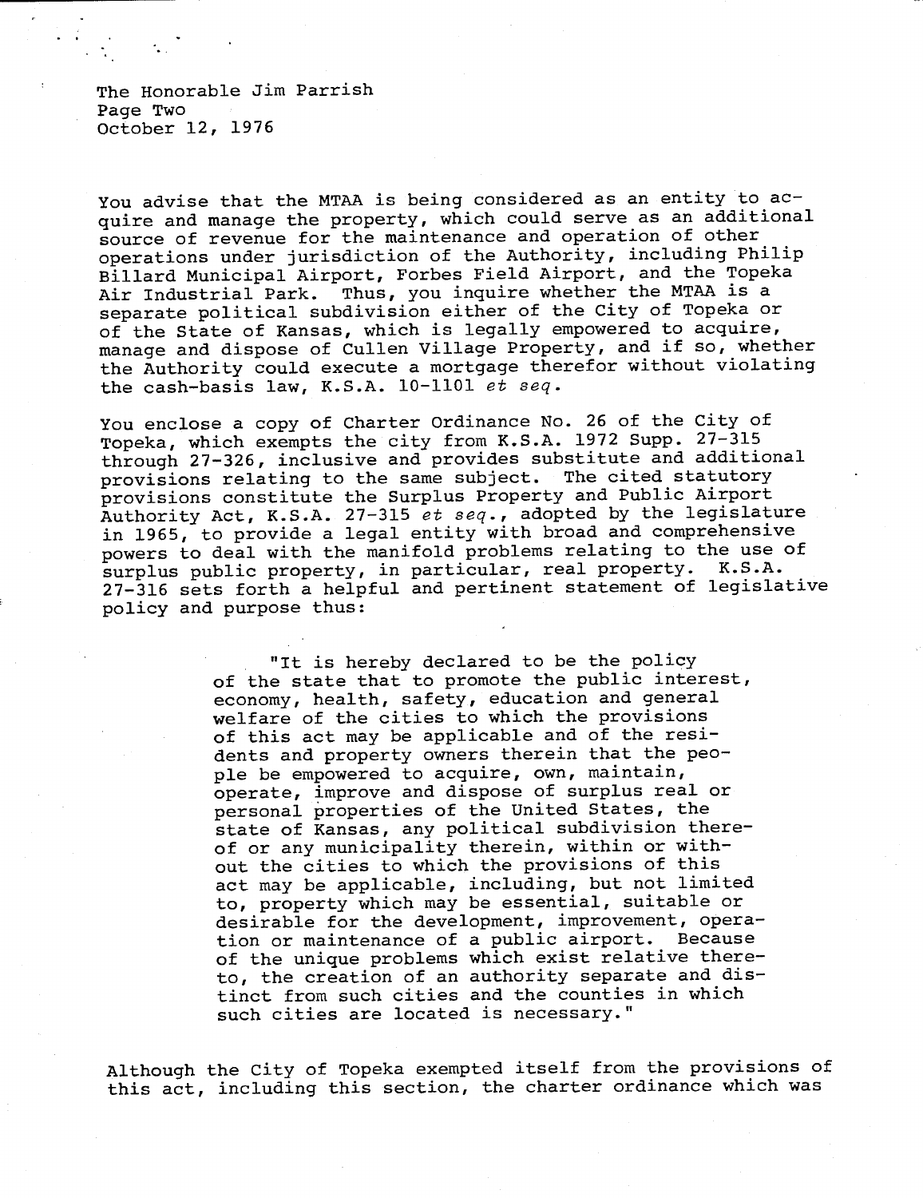You advise that the MTAA is being considered as an entity to acquire and manage the property, which could serve as an additional source of revenue for the maintenance and operation of other operations under jurisdiction of the Authority, including Philip Billard Municipal Airport, Forbes Field Airport, and the Topeka Air Industrial Park. Thus, you inquire whether the MTAA is a separate political subdivision either of the City of Topeka or of the State of Kansas, which is legally empowered to acquire, manage and dispose of Cullen Village Property, and if so, whether the Authority could execute a mortgage therefor without violating the cash-basis law, K.S.A. 10-1101 *et seq.*

You enclose a copy of Charter Ordinance No. 26 of the City of Topeka, which exempts the city from K.S.A. 1972 Supp. 27-315 through 27-326, inclusive and provides substitute and additional provisions relating to the same subject. The cited statutory provisions constitute the Surplus Property and Public Airport Authority Act, K.S.A. 27-315 *et seq.*, adopted by the legislature in 1965, to provide a legal entity with broad and comprehensive powers to deal with the manifold problems relating to the use of surplus public property, in particular, real property. K.S.A. 27-316 sets forth a helpful and pertinent statement of legislative policy and purpose thus:

> "It is hereby declared to be the policy of the state that to promote the public interest, economy, health, safety, education and general welfare of the cities to which the provisions of this act may be applicable and of the residents and property owners therein that the people be empowered to acquire, own, maintain, operate, improve and dispose of surplus real or personal properties of the United States, the state of Kansas, any political subdivision thereof or any municipality therein, within or without the cities to which the provisions of this act may be applicable, including, but not limited to, property which may be essential, suitable or desirable for the development, improvement, operation or maintenance of a public airport. Because of the unique problems which exist relative thereto, the creation of an authority separate and distinct from such cities and the counties in which such cities are located is necessary."

Although the City of Topeka exempted itself from the provisions of this act, including this section, the charter ordinance which was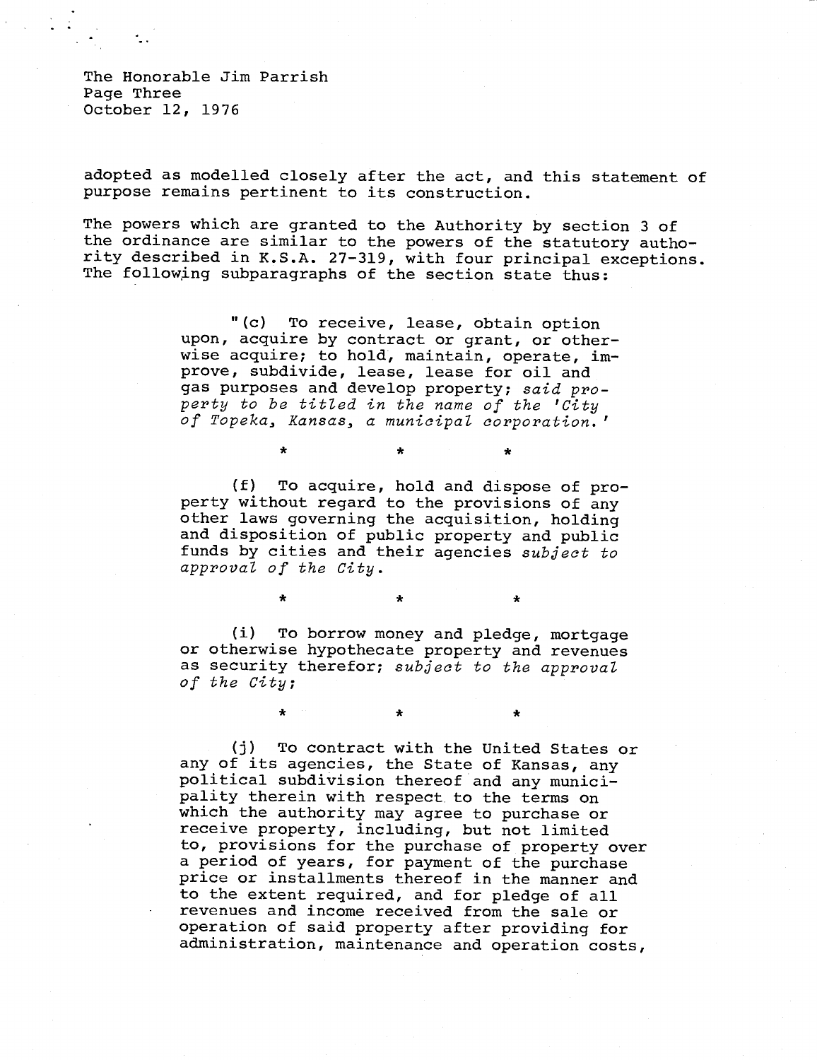adopted as modelled closely after the act, and this statement of purpose remains pertinent to its construction.

The powers which are granted to the Authority by section 3 of the ordinance are similar to the powers of the statutory authority described in K.S.A. 27-319, with four principal exceptions. The following subparagraphs of the section state thus:

> "(c) To receive, lease, obtain option upon, acquire by contract or grant, or otherwise acquire; to hold, maintain, operate, improve, subdivide, lease, lease for oil and gas purposes and develop property; *said property to be titled in the name of the 'City of Topeka, Kansas, a municipal corporation.'*
>
> \*   \*   \*
>
> (f) To acquire, hold and dispose of property without regard to the provisions of any other laws governing the acquisition, holding and disposition of public property and public funds by cities and their agencies *subject to approval of the City.*
>
> \*   \*   \*
>
> (i) To borrow money and pledge, mortgage or otherwise hypothecate property and revenues as security therefor; *subject to the approval of the City;*
>
> \*   \*   \*
>
> (j) To contract with the United States or any of its agencies, the State of Kansas, any political subdivision thereof and any municipality therein with respect to the terms on which the authority may agree to purchase or receive property, including, but not limited to, provisions for the purchase of property over a period of years, for payment of the purchase price or installments thereof in the manner and to the extent required, and for pledge of all revenues and income received from the sale or operation of said property after providing for administration, maintenance and operation costs,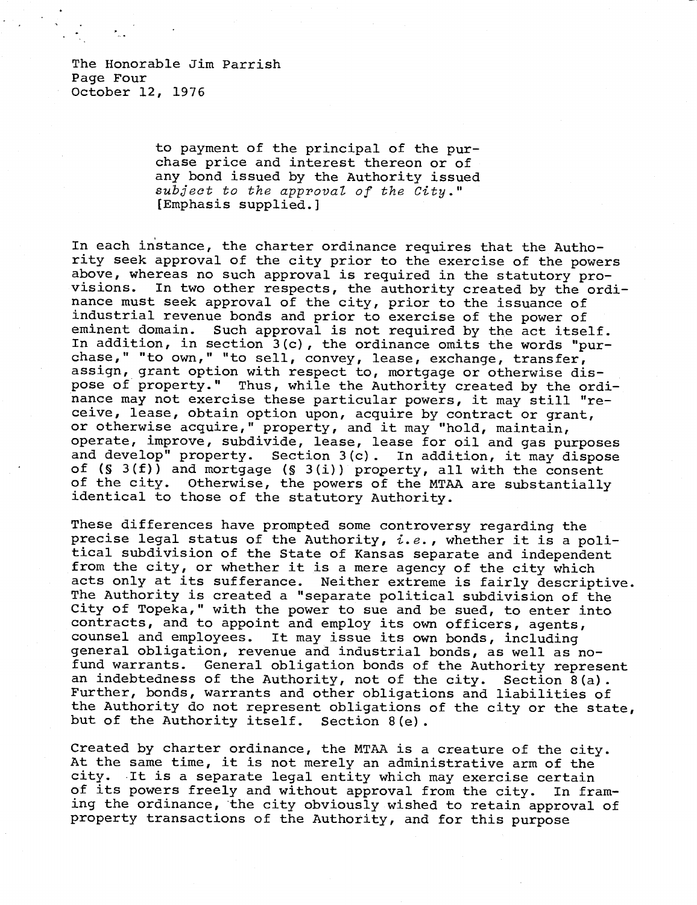> to payment of the principal of the purchase price and interest thereon or of any bond issued by the Authority issued *subject to the approval of the City*." [Emphasis supplied.]

In each instance, the charter ordinance requires that the Authority seek approval of the city prior to the exercise of the powers above, whereas no such approval is required in the statutory provisions. In two other respects, the authority created by the ordinance must seek approval of the city, prior to the issuance of industrial revenue bonds and prior to exercise of the power of eminent domain. Such approval is not required by the act itself. In addition, in section 3(c), the ordinance omits the words "purchase," "to own," "to sell, convey, lease, exchange, transfer, assign, grant option with respect to, mortgage or otherwise dispose of property." Thus, while the Authority created by the ordinance may not exercise these particular powers, it may still "receive, lease, obtain option upon, acquire by contract or grant, or otherwise acquire," property, and it may "hold, maintain, operate, improve, subdivide, lease, lease for oil and gas purposes and develop" property. Section 3(c). In addition, it may dispose of (§ 3(f)) and mortgage (§ 3(i)) property, all with the consent of the city. Otherwise, the powers of the MTAA are substantially identical to those of the statutory Authority.

These differences have prompted some controversy regarding the precise legal status of the Authority, *i.e.*, whether it is a political subdivision of the State of Kansas separate and independent from the city, or whether it is a mere agency of the city which acts only at its sufferance. Neither extreme is fairly descriptive. The Authority is created a "separate political subdivision of the City of Topeka," with the power to sue and be sued, to enter into contracts, and to appoint and employ its own officers, agents, counsel and employees. It may issue its own bonds, including general obligation, revenue and industrial bonds, as well as no-fund warrants. General obligation bonds of the Authority represent an indebtedness of the Authority, not of the city. Section 8(a). Further, bonds, warrants and other obligations and liabilities of the Authority do not represent obligations of the city or the state, but of the Authority itself. Section 8(e).

Created by charter ordinance, the MTAA is a creature of the city. At the same time, it is not merely an administrative arm of the city. It is a separate legal entity which may exercise certain of its powers freely and without approval from the city. In framing the ordinance, the city obviously wished to retain approval of property transactions of the Authority, and for this purpose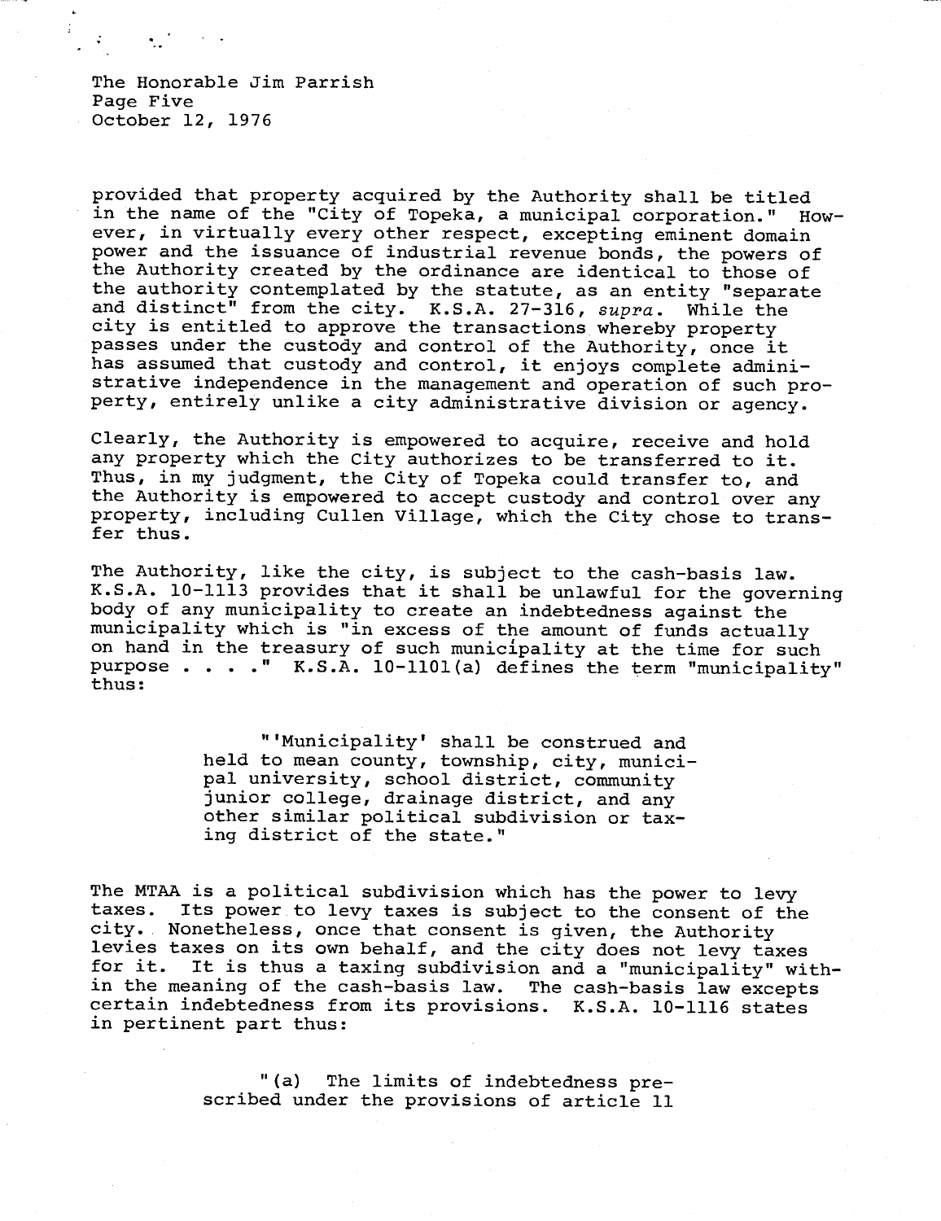provided that property acquired by the Authority shall be titled in the name of the "City of Topeka, a municipal corporation." However, in virtually every other respect, excepting eminent domain power and the issuance of industrial revenue bonds, the powers of the Authority created by the ordinance are identical to those of the authority contemplated by the statute, as an entity "separate and distinct" from the city. K.S.A. 27-316, *supra*. While the city is entitled to approve the transactions whereby property passes under the custody and control of the Authority, once it has assumed that custody and control, it enjoys complete administrative independence in the management and operation of such property, entirely unlike a city administrative division or agency.

Clearly, the Authority is empowered to acquire, receive and hold any property which the City authorizes to be transferred to it. Thus, in my judgment, the City of Topeka could transfer to, and the Authority is empowered to accept custody and control over any property, including Cullen Village, which the City chose to transfer thus.

The Authority, like the city, is subject to the cash-basis law. K.S.A. 10-1113 provides that it shall be unlawful for the governing body of any municipality to create an indebtedness against the municipality which is "in excess of the amount of funds actually on hand in the treasury of such municipality at the time for such purpose . . . ." K.S.A. 10-1101(a) defines the term "municipality" thus:

> "'Municipality' shall be construed and held to mean county, township, city, municipal university, school district, community junior college, drainage district, and any other similar political subdivision or taxing district of the state."

The MTAA is a political subdivision which has the power to levy taxes. Its power to levy taxes is subject to the consent of the city. Nonetheless, once that consent is given, the Authority levies taxes on its own behalf, and the city does not levy taxes for it. It is thus a taxing subdivision and a "municipality" within the meaning of the cash-basis law. The cash-basis law excepts certain indebtedness from its provisions. K.S.A. 10-1116 states in pertinent part thus:

> "(a) The limits of indebtedness prescribed under the provisions of article 11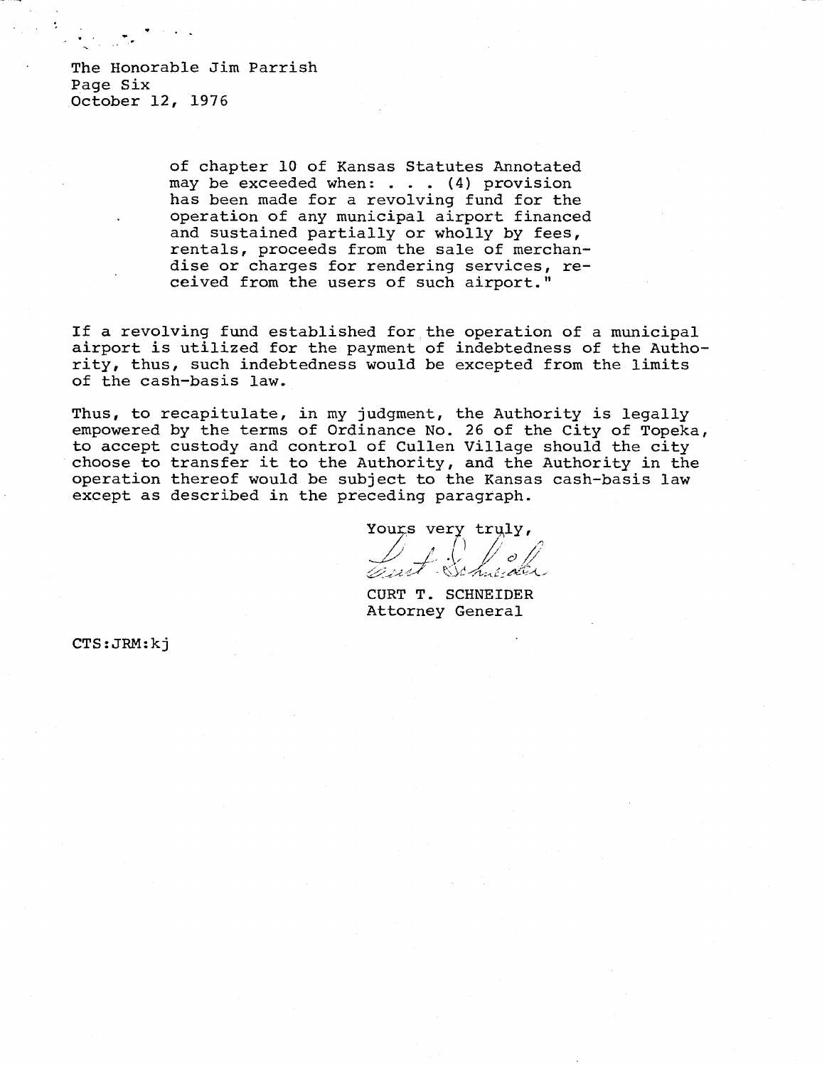The Honorable Jim Parrish
Page Six
October 12, 1976

> of chapter 10 of Kansas Statutes Annotated may be exceeded when: . . . (4) provision has been made for a revolving fund for the operation of any municipal airport financed and sustained partially or wholly by fees, rentals, proceeds from the sale of merchandise or charges for rendering services, received from the users of such airport."

If a revolving fund established for the operation of a municipal airport is utilized for the payment of indebtedness of the Authority, thus, such indebtedness would be excepted from the limits of the cash-basis law.

Thus, to recapitulate, in my judgment, the Authority is legally empowered by the terms of Ordinance No. 26 of the City of Topeka, to accept custody and control of Cullen Village should the city choose to transfer it to the Authority, and the Authority in the operation thereof would be subject to the Kansas cash-basis law except as described in the preceding paragraph.

Yours very truly,

Curt Schneider

CURT T. SCHNEIDER
Attorney General

CTS:JRM:kj